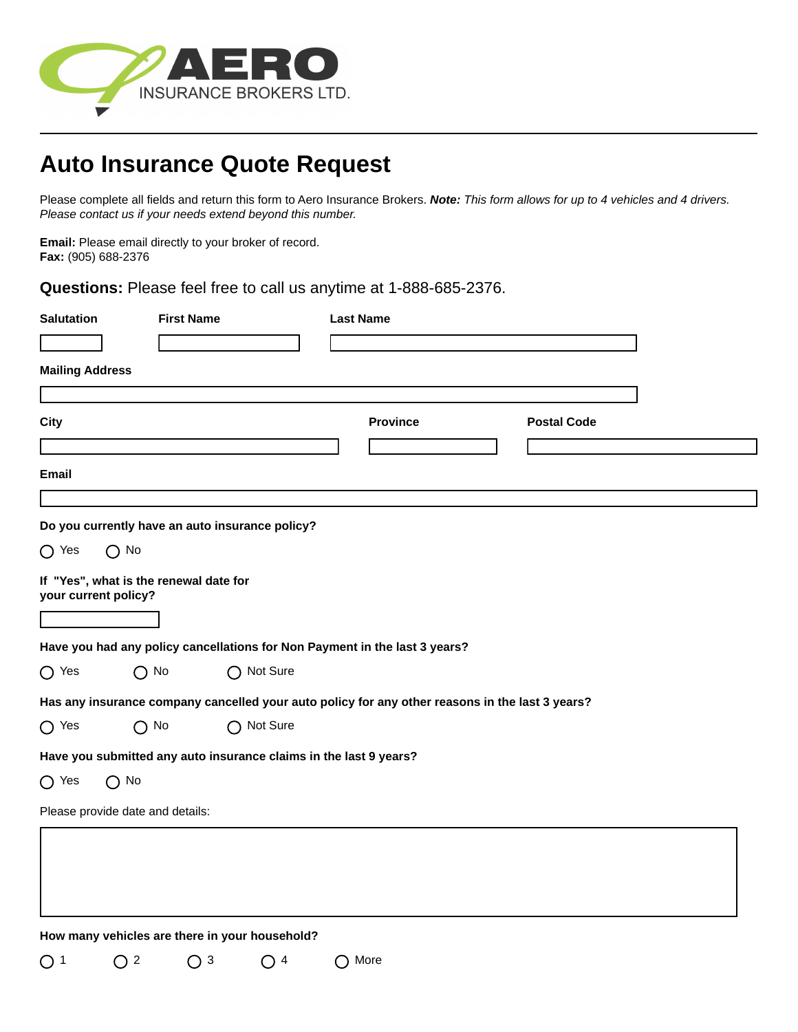AERO
INSURANCE BROKERS LTD.

# Auto Insurance Quote Request

Please complete all fields and return this form to Aero Insurance Brokers. ***Note:*** *This form allows for up to 4 vehicles and 4 drivers. Please contact us if your needs extend beyond this number.*

**Email:** Please email directly to your broker of record.
**Fax:** (905) 688-2376

**Questions:** Please feel free to call us anytime at 1-888-685-2376.

**Salutation** | **First Name** | **Last Name**

**Mailing Address**

**City** | **Province** | **Postal Code**

**Email**

**Do you currently have an auto insurance policy?**

○ Yes ○ No

**If "Yes", what is the renewal date for your current policy?**

**Have you had any policy cancellations for Non Payment in the last 3 years?**

○ Yes ○ No ○ Not Sure

**Has any insurance company cancelled your auto policy for any other reasons in the last 3 years?**

○ Yes ○ No ○ Not Sure

**Have you submitted any auto insurance claims in the last 9 years?**

○ Yes ○ No

Please provide date and details:

**How many vehicles are there in your household?**

○ 1 ○ 2 ○ 3 ○ 4 ○ More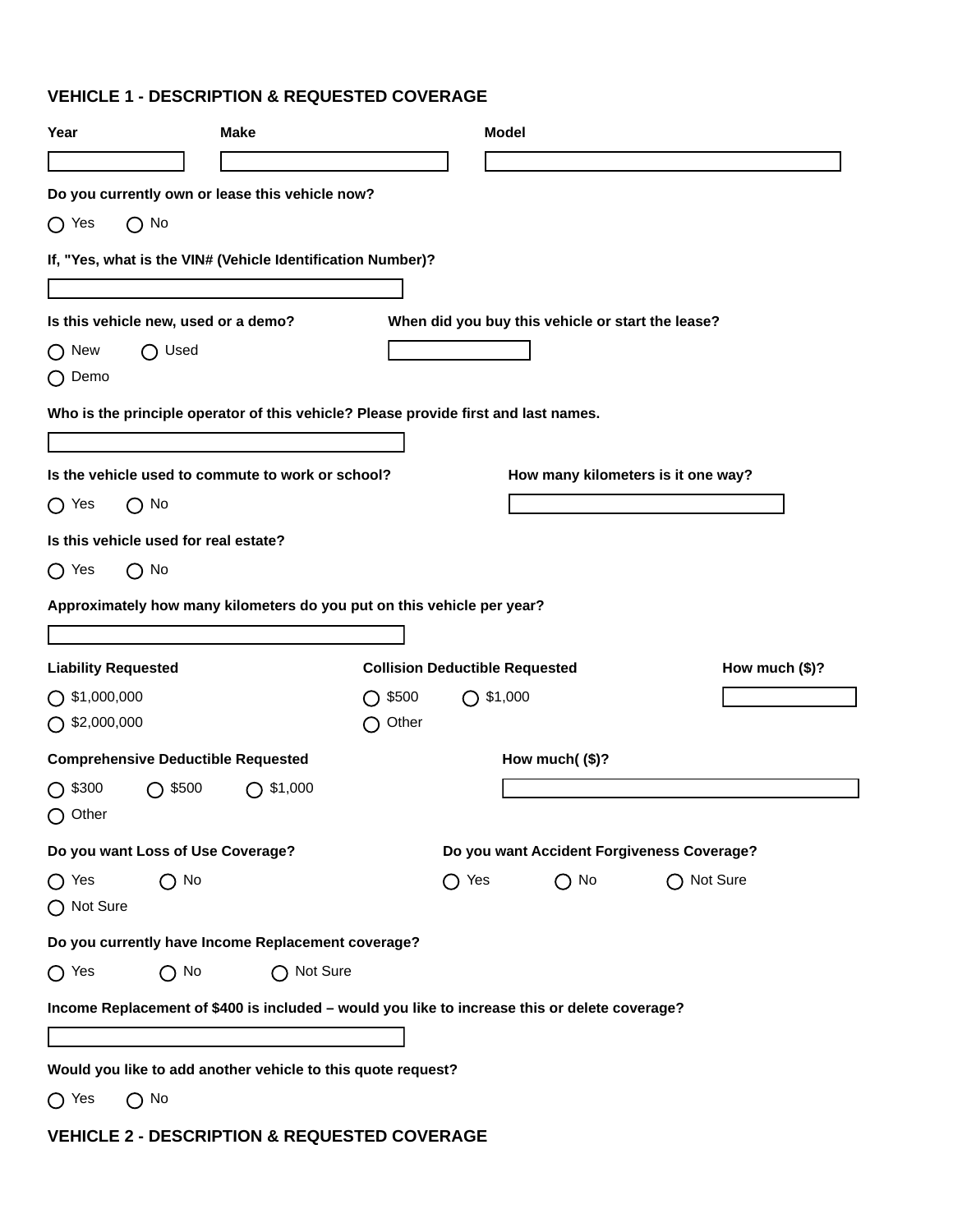## VEHICLE 1 - DESCRIPTION & REQUESTED COVERAGE

**Year** ______ **Make** ______ **Model** ______

**Do you currently own or lease this vehicle now?**

○ Yes ○ No

**If, "Yes, what is the VIN# (Vehicle Identification Number)?**

______

**Is this vehicle new, used or a demo?**

○ New ○ Used
○ Demo

**When did you buy this vehicle or start the lease?**

______

**Who is the principle operator of this vehicle? Please provide first and last names.**

______

**Is the vehicle used to commute to work or school?**

○ Yes ○ No

**How many kilometers is it one way?**

______

**Is this vehicle used for real estate?**

○ Yes ○ No

**Approximately how many kilometers do you put on this vehicle per year?**

______

**Liability Requested**

○ $1,000,000
○ $2,000,000

**Collision Deductible Requested**

○ $500 ○ $1,000
○ Other

**How much ($)?**

______

**Comprehensive Deductible Requested**

○ $300 ○ $500 ○ $1,000
○ Other

**How much( ($)?**

______

**Do you want Loss of Use Coverage?**

○ Yes ○ No
○ Not Sure

**Do you want Accident Forgiveness Coverage?**

○ Yes ○ No ○ Not Sure

**Do you currently have Income Replacement coverage?**

○ Yes ○ No ○ Not Sure

**Income Replacement of $400 is included – would you like to increase this or delete coverage?**

______

**Would you like to add another vehicle to this quote request?**

○ Yes ○ No

## VEHICLE 2 - DESCRIPTION & REQUESTED COVERAGE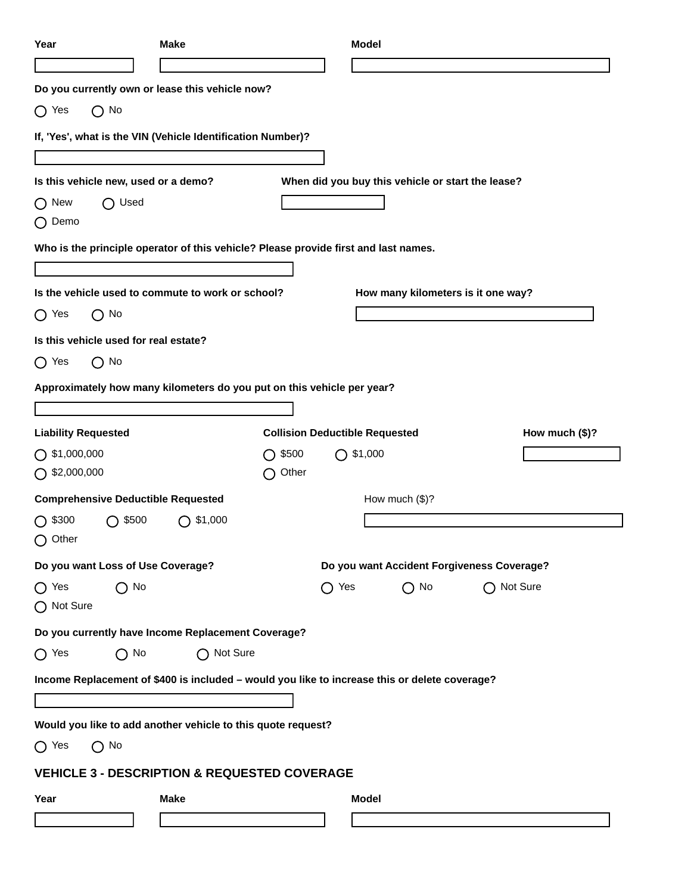**Year** | **Make** | **Model**

**Do you currently own or lease this vehicle now?**

○ Yes ○ No

**If, 'Yes', what is the VIN (Vehicle Identification Number)?**

**Is this vehicle new, used or a demo?**

○ New ○ Used ○ Demo

**When did you buy this vehicle or start the lease?**

**Who is the principle operator of this vehicle? Please provide first and last names.**

**Is the vehicle used to commute to work or school?**

○ Yes ○ No

**How many kilometers is it one way?**

**Is this vehicle used for real estate?**

○ Yes ○ No

**Approximately how many kilometers do you put on this vehicle per year?**

**Liability Requested**

○ $1,000,000 ○ $2,000,000

**Collision Deductible Requested**

○ $500 ○ $1,000 ○ Other

**How much ($)?**

**Comprehensive Deductible Requested**

○ $300 ○ $500 ○ $1,000 ○ Other

How much ($)?

**Do you want Loss of Use Coverage?**

○ Yes ○ No ○ Not Sure

**Do you want Accident Forgiveness Coverage?**

○ Yes ○ No ○ Not Sure

**Do you currently have Income Replacement Coverage?**

○ Yes ○ No ○ Not Sure

**Income Replacement of $400 is included – would you like to increase this or delete coverage?**

**Would you like to add another vehicle to this quote request?**

○ Yes ○ No

## VEHICLE 3 - DESCRIPTION & REQUESTED COVERAGE

**Year** | **Make** | **Model**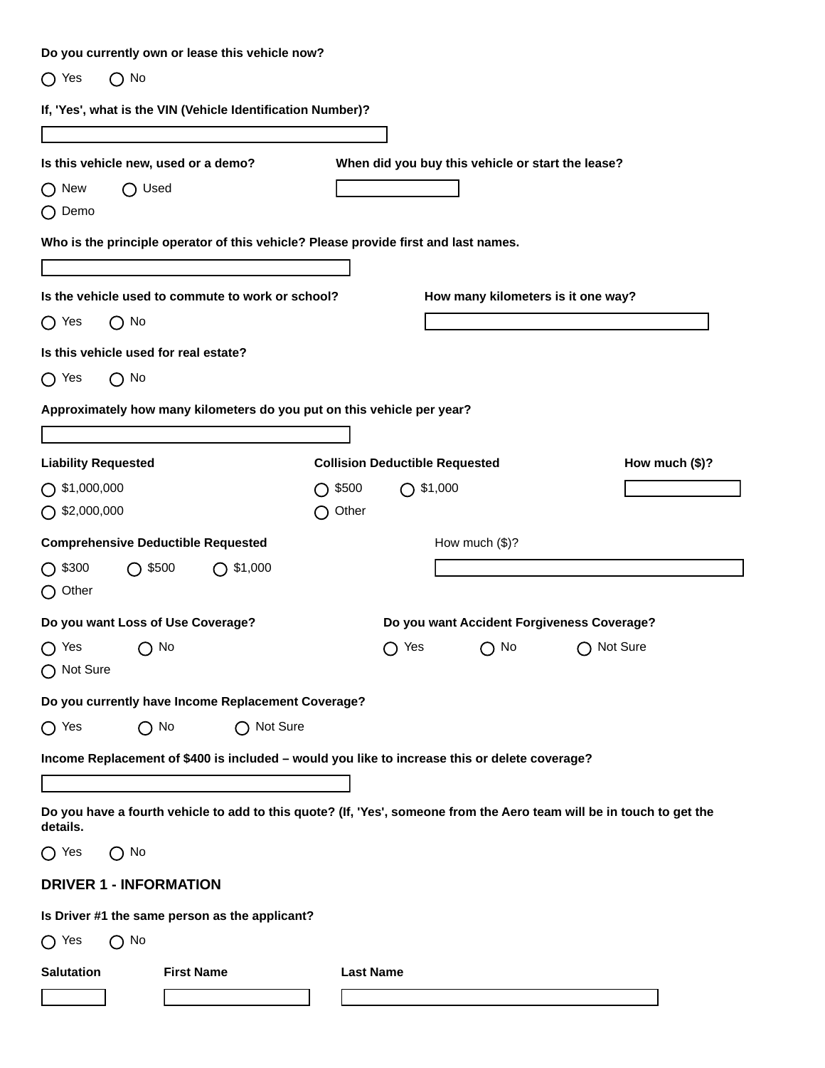**Do you currently own or lease this vehicle now?**

◯ Yes ◯ No

**If, 'Yes', what is the VIN (Vehicle Identification Number)?**

**Is this vehicle new, used or a demo?**

◯ New ◯ Used ◯ Demo

**When did you buy this vehicle or start the lease?**

**Who is the principle operator of this vehicle? Please provide first and last names.**

**Is the vehicle used to commute to work or school?**

◯ Yes ◯ No

**How many kilometers is it one way?**

**Is this vehicle used for real estate?**

◯ Yes ◯ No

**Approximately how many kilometers do you put on this vehicle per year?**

**Liability Requested**

◯ $1,000,000 ◯ $2,000,000

**Collision Deductible Requested**

◯ $500 ◯ $1,000 ◯ Other

**How much ($)?**

**Comprehensive Deductible Requested**

◯ $300 ◯ $500 ◯ $1,000 ◯ Other

How much ($)?

**Do you want Loss of Use Coverage?**

◯ Yes ◯ No ◯ Not Sure

**Do you want Accident Forgiveness Coverage?**

◯ Yes ◯ No ◯ Not Sure

**Do you currently have Income Replacement Coverage?**

◯ Yes ◯ No ◯ Not Sure

**Income Replacement of $400 is included – would you like to increase this or delete coverage?**

**Do you have a fourth vehicle to add to this quote? (If, 'Yes', someone from the Aero team will be in touch to get the details.**

◯ Yes ◯ No

## DRIVER 1 - INFORMATION

**Is Driver #1 the same person as the applicant?**

◯ Yes ◯ No

**Salutation** **First Name** **Last Name**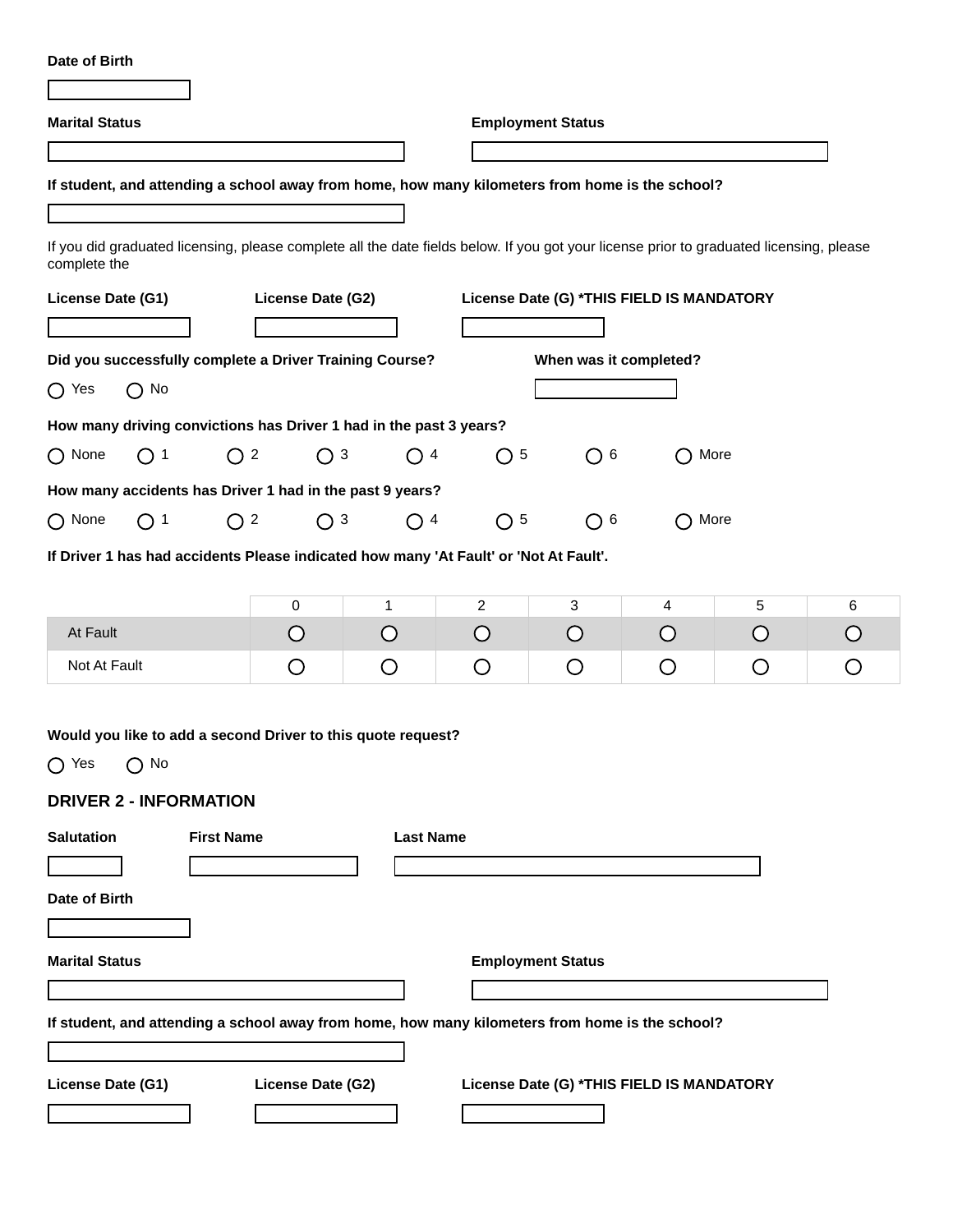**Date of Birth**

**Marital Status**

**Employment Status**

**If student, and attending a school away from home, how many kilometers from home is the school?**

If you did graduated licensing, please complete all the date fields below. If you got your license prior to graduated licensing, please complete the

**License Date (G1)**

**License Date (G2)**

**License Date (G) *THIS FIELD IS MANDATORY**

**Did you successfully complete a Driver Training Course?**

◯ Yes ◯ No

**When was it completed?**

**How many driving convictions has Driver 1 had in the past 3 years?**

◯ None ◯ 1 ◯ 2 ◯ 3 ◯ 4 ◯ 5 ◯ 6 ◯ More

**How many accidents has Driver 1 had in the past 9 years?**

◯ None ◯ 1 ◯ 2 ◯ 3 ◯ 4 ◯ 5 ◯ 6 ◯ More

**If Driver 1 has had accidents Please indicated how many 'At Fault' or 'Not At Fault'.**

| | 0 | 1 | 2 | 3 | 4 | 5 | 6 |
|---|---|---|---|---|---|---|---|
| At Fault | ◯ | ◯ | ◯ | ◯ | ◯ | ◯ | ◯ |
| Not At Fault | ◯ | ◯ | ◯ | ◯ | ◯ | ◯ | ◯ |

**Would you like to add a second Driver to this quote request?**

◯ Yes ◯ No

## DRIVER 2 - INFORMATION

**Salutation**

**First Name**

**Last Name**

**Date of Birth**

**Marital Status**

**Employment Status**

**If student, and attending a school away from home, how many kilometers from home is the school?**

**License Date (G1)**

**License Date (G2)**

**License Date (G) *THIS FIELD IS MANDATORY**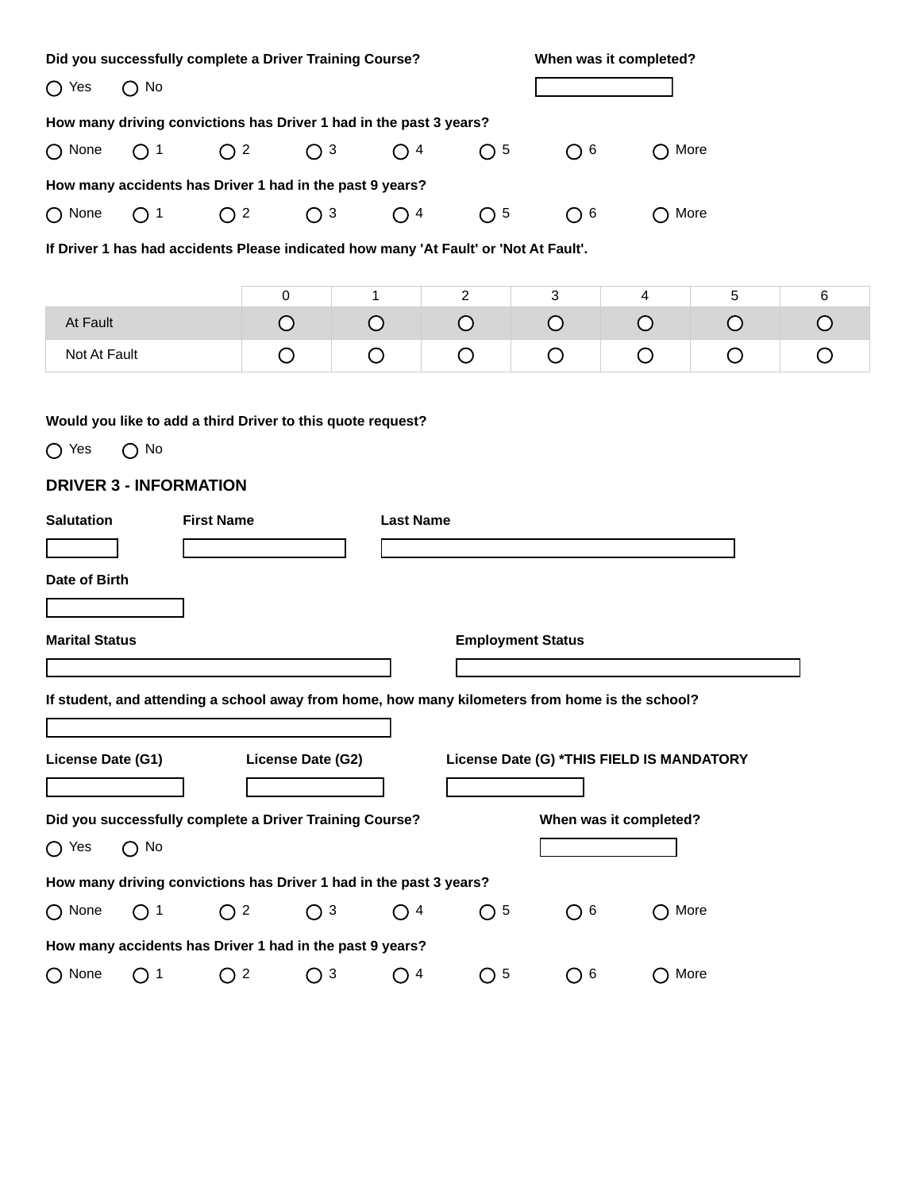**Did you successfully complete a Driver Training Course?**

○ Yes ○ No

**When was it completed?**

[ ]

**How many driving convictions has Driver 1 had in the past 3 years?**

○ None ○ 1 ○ 2 ○ 3 ○ 4 ○ 5 ○ 6 ○ More

**How many accidents has Driver 1 had in the past 9 years?**

○ None ○ 1 ○ 2 ○ 3 ○ 4 ○ 5 ○ 6 ○ More

**If Driver 1 has had accidents Please indicated how many 'At Fault' or 'Not At Fault'.**

| | 0 | 1 | 2 | 3 | 4 | 5 | 6 |
|---|---|---|---|---|---|---|---|
| At Fault | ○ | ○ | ○ | ○ | ○ | ○ | ○ |
| Not At Fault | ○ | ○ | ○ | ○ | ○ | ○ | ○ |

**Would you like to add a third Driver to this quote request?**

○ Yes ○ No

## DRIVER 3 - INFORMATION

**Salutation** [ ]

**First Name** [ ]

**Last Name** [ ]

**Date of Birth** [ ]

**Marital Status** [ ]

**Employment Status** [ ]

**If student, and attending a school away from home, how many kilometers from home is the school?**

[ ]

**License Date (G1)** [ ]

**License Date (G2)** [ ]

**License Date (G) *THIS FIELD IS MANDATORY** [ ]

**Did you successfully complete a Driver Training Course?**

○ Yes ○ No

**When was it completed?**

[ ]

**How many driving convictions has Driver 1 had in the past 3 years?**

○ None ○ 1 ○ 2 ○ 3 ○ 4 ○ 5 ○ 6 ○ More

**How many accidents has Driver 1 had in the past 9 years?**

○ None ○ 1 ○ 2 ○ 3 ○ 4 ○ 5 ○ 6 ○ More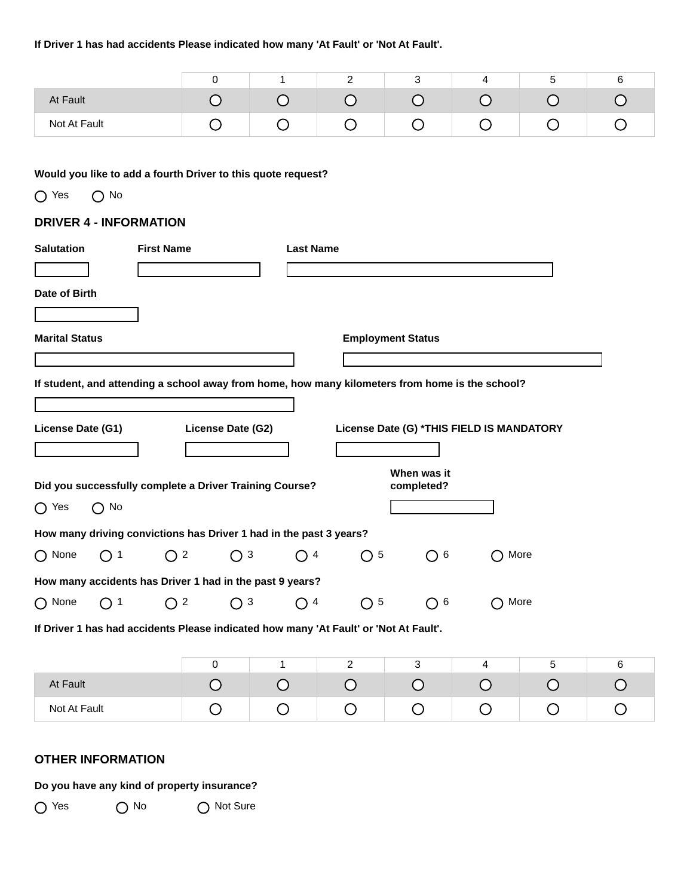**If Driver 1 has had accidents Please indicated how many 'At Fault' or 'Not At Fault'.**

| | 0 | 1 | 2 | 3 | 4 | 5 | 6 |
|---|---|---|---|---|---|---|---|
| At Fault | ○ | ○ | ○ | ○ | ○ | ○ | ○ |
| Not At Fault | ○ | ○ | ○ | ○ | ○ | ○ | ○ |

**Would you like to add a fourth Driver to this quote request?**

○ Yes ○ No

### DRIVER 4 - INFORMATION

**Salutation** **First Name** **Last Name**

**Date of Birth**

**Marital Status** **Employment Status**

**If student, and attending a school away from home, how many kilometers from home is the school?**

**License Date (G1)** **License Date (G2)** **License Date (G) *THIS FIELD IS MANDATORY**

**Did you successfully complete a Driver Training Course?** **When was it completed?**

○ Yes ○ No

**How many driving convictions has Driver 1 had in the past 3 years?**

○ None ○ 1 ○ 2 ○ 3 ○ 4 ○ 5 ○ 6 ○ More

**How many accidents has Driver 1 had in the past 9 years?**

○ None ○ 1 ○ 2 ○ 3 ○ 4 ○ 5 ○ 6 ○ More

**If Driver 1 has had accidents Please indicated how many 'At Fault' or 'Not At Fault'.**

| | 0 | 1 | 2 | 3 | 4 | 5 | 6 |
|---|---|---|---|---|---|---|---|
| At Fault | ○ | ○ | ○ | ○ | ○ | ○ | ○ |
| Not At Fault | ○ | ○ | ○ | ○ | ○ | ○ | ○ |

### OTHER INFORMATION

**Do you have any kind of property insurance?**

○ Yes ○ No ○ Not Sure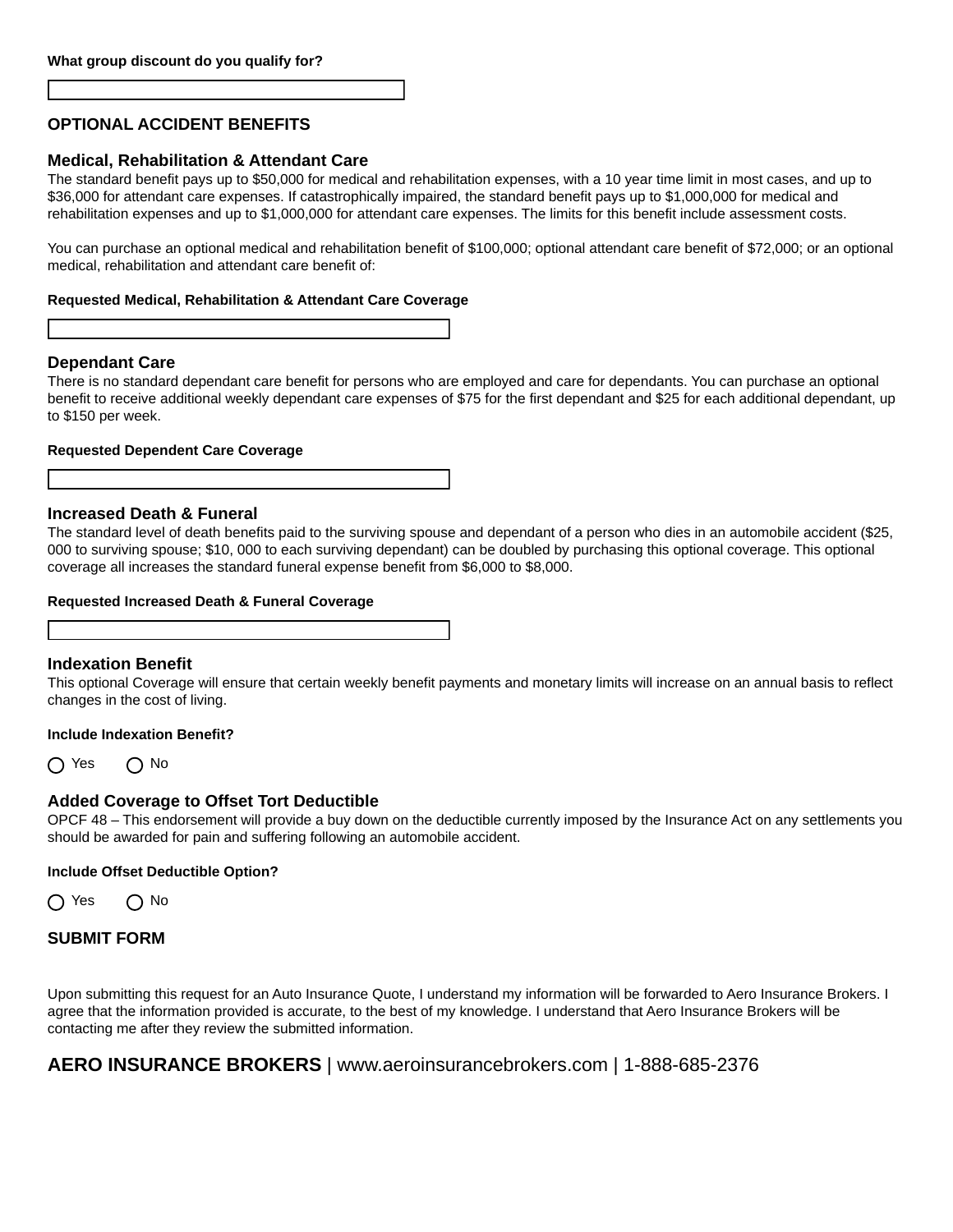**What group discount do you qualify for?**

## OPTIONAL ACCIDENT BENEFITS

### Medical, Rehabilitation & Attendant Care

The standard benefit pays up to $50,000 for medical and rehabilitation expenses, with a 10 year time limit in most cases, and up to $36,000 for attendant care expenses. If catastrophically impaired, the standard benefit pays up to $1,000,000 for medical and rehabilitation expenses and up to $1,000,000 for attendant care expenses. The limits for this benefit include assessment costs.

You can purchase an optional medical and rehabilitation benefit of $100,000; optional attendant care benefit of $72,000; or an optional medical, rehabilitation and attendant care benefit of:

**Requested Medical, Rehabilitation & Attendant Care Coverage**

### Dependant Care

There is no standard dependant care benefit for persons who are employed and care for dependants. You can purchase an optional benefit to receive additional weekly dependant care expenses of $75 for the first dependant and $25 for each additional dependant, up to $150 per week.

**Requested Dependent Care Coverage**

### Increased Death & Funeral

The standard level of death benefits paid to the surviving spouse and dependant of a person who dies in an automobile accident ($25, 000 to surviving spouse; $10, 000 to each surviving dependant) can be doubled by purchasing this optional coverage. This optional coverage all increases the standard funeral expense benefit from $6,000 to $8,000.

**Requested Increased Death & Funeral Coverage**

### Indexation Benefit

This optional Coverage will ensure that certain weekly benefit payments and monetary limits will increase on an annual basis to reflect changes in the cost of living.

**Include Indexation Benefit?**

○ Yes ○ No

### Added Coverage to Offset Tort Deductible

OPCF 48 – This endorsement will provide a buy down on the deductible currently imposed by the Insurance Act on any settlements you should be awarded for pain and suffering following an automobile accident.

**Include Offset Deductible Option?**

○ Yes ○ No

## SUBMIT FORM

Upon submitting this request for an Auto Insurance Quote, I understand my information will be forwarded to Aero Insurance Brokers. I agree that the information provided is accurate, to the best of my knowledge. I understand that Aero Insurance Brokers will be contacting me after they review the submitted information.

**AERO INSURANCE BROKERS** | www.aeroinsurancebrokers.com | 1-888-685-2376